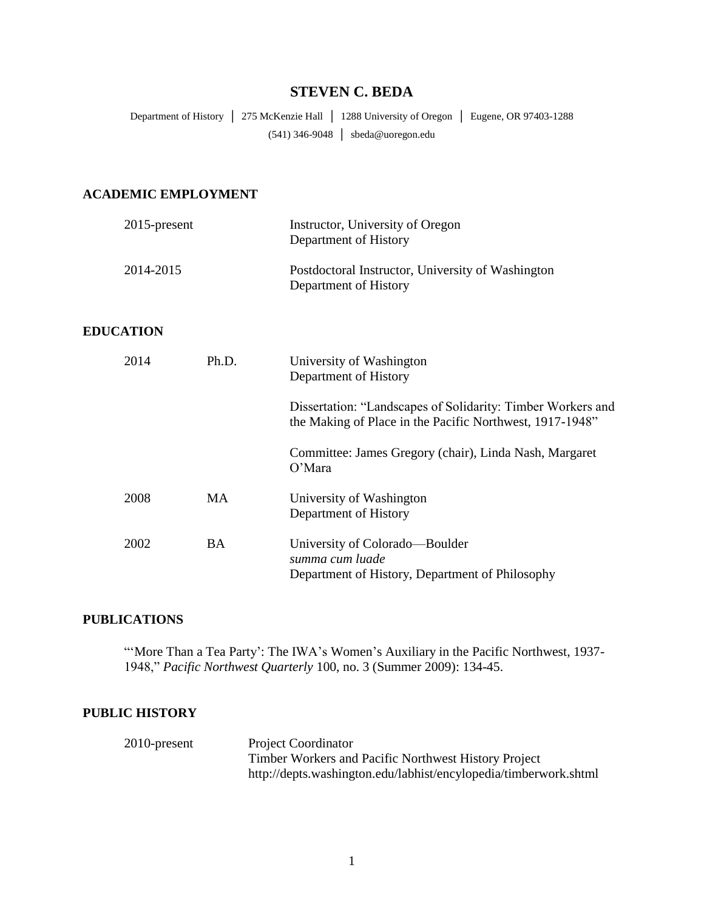# STEVEN C. BEDA

Department of History │ 275 McKenzie Hall │ 1288 University of Oregon │ Eugene, OR 97403-1288
(541) 346-9048 │ sbeda@uoregon.edu

## ACADEMIC EMPLOYMENT

2015-present — Instructor, University of Oregon
Department of History

2014-2015 — Postdoctoral Instructor, University of Washington
Department of History

## EDUCATION

2014 Ph.D. — University of Washington
Department of History

Dissertation: "Landscapes of Solidarity: Timber Workers and the Making of Place in the Pacific Northwest, 1917-1948"

Committee: James Gregory (chair), Linda Nash, Margaret O'Mara

2008 MA — University of Washington
Department of History

2002 BA — University of Colorado—Boulder
*summa cum luade*
Department of History, Department of Philosophy

## PUBLICATIONS

"'More Than a Tea Party': The IWA's Women's Auxiliary in the Pacific Northwest, 1937-1948," *Pacific Northwest Quarterly* 100, no. 3 (Summer 2009): 134-45.

## PUBLIC HISTORY

2010-present — Project Coordinator
Timber Workers and Pacific Northwest History Project
http://depts.washington.edu/labhist/encylopedia/timberwork.shtml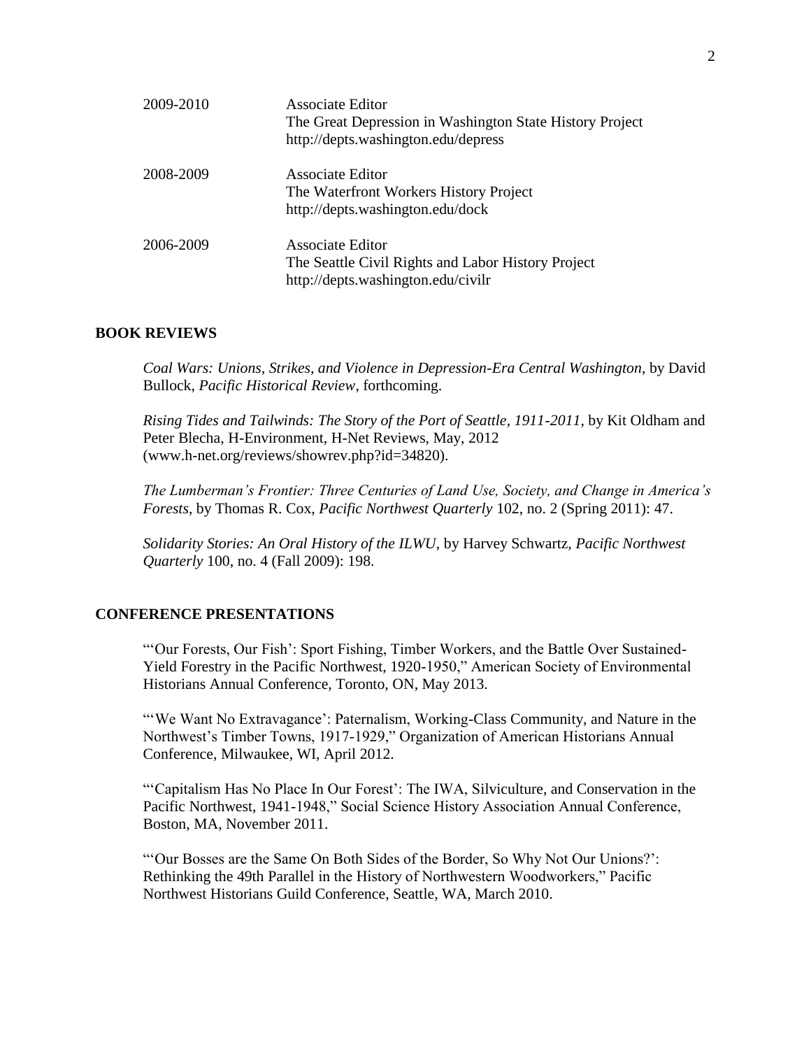| | |
|---|---|
| 2009-2010 | Associate Editor<br>The Great Depression in Washington State History Project<br>http://depts.washington.edu/depress |
| 2008-2009 | Associate Editor<br>The Waterfront Workers History Project<br>http://depts.washington.edu/dock |
| 2006-2009 | Associate Editor<br>The Seattle Civil Rights and Labor History Project<br>http://depts.washington.edu/civilr |

## BOOK REVIEWS

*Coal Wars: Unions, Strikes, and Violence in Depression-Era Central Washington*, by David Bullock, *Pacific Historical Review*, forthcoming.

*Rising Tides and Tailwinds: The Story of the Port of Seattle, 1911-2011*, by Kit Oldham and Peter Blecha, H-Environment, H-Net Reviews, May, 2012 (www.h-net.org/reviews/showrev.php?id=34820).

*The Lumberman's Frontier: Three Centuries of Land Use, Society, and Change in America's Forests*, by Thomas R. Cox, *Pacific Northwest Quarterly* 102, no. 2 (Spring 2011): 47.

*Solidarity Stories: An Oral History of the ILWU*, by Harvey Schwartz, *Pacific Northwest Quarterly* 100, no. 4 (Fall 2009): 198.

## CONFERENCE PRESENTATIONS

"'Our Forests, Our Fish': Sport Fishing, Timber Workers, and the Battle Over Sustained-Yield Forestry in the Pacific Northwest, 1920-1950," American Society of Environmental Historians Annual Conference, Toronto, ON, May 2013.

"'We Want No Extravagance': Paternalism, Working-Class Community, and Nature in the Northwest's Timber Towns, 1917-1929," Organization of American Historians Annual Conference, Milwaukee, WI, April 2012.

"'Capitalism Has No Place In Our Forest': The IWA, Silviculture, and Conservation in the Pacific Northwest, 1941-1948," Social Science History Association Annual Conference, Boston, MA, November 2011.

"'Our Bosses are the Same On Both Sides of the Border, So Why Not Our Unions?': Rethinking the 49th Parallel in the History of Northwestern Woodworkers," Pacific Northwest Historians Guild Conference, Seattle, WA, March 2010.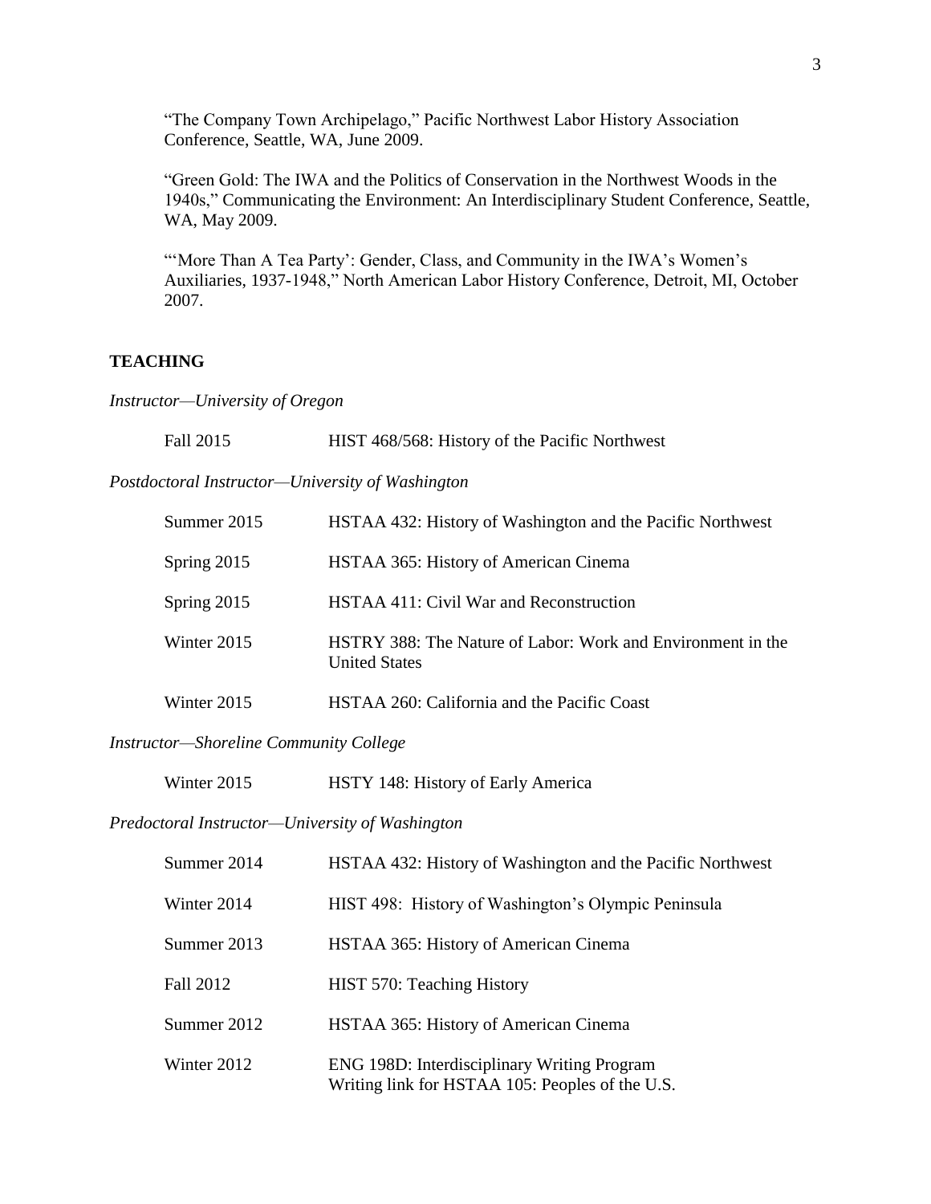"The Company Town Archipelago," Pacific Northwest Labor History Association Conference, Seattle, WA, June 2009.

"Green Gold: The IWA and the Politics of Conservation in the Northwest Woods in the 1940s," Communicating the Environment: An Interdisciplinary Student Conference, Seattle, WA, May 2009.

"'More Than A Tea Party': Gender, Class, and Community in the IWA's Women's Auxiliaries, 1937-1948," North American Labor History Conference, Detroit, MI, October 2007.

## TEACHING

*Instructor—University of Oregon*

| | |
|---|---|
| Fall 2015 | HIST 468/568: History of the Pacific Northwest |

*Postdoctoral Instructor—University of Washington*

| | |
|---|---|
| Summer 2015 | HSTAA 432: History of Washington and the Pacific Northwest |
| Spring 2015 | HSTAA 365: History of American Cinema |
| Spring 2015 | HSTAA 411: Civil War and Reconstruction |
| Winter 2015 | HSTRY 388: The Nature of Labor: Work and Environment in the United States |
| Winter 2015 | HSTAA 260: California and the Pacific Coast |

*Instructor—Shoreline Community College*

| | |
|---|---|
| Winter 2015 | HSTY 148: History of Early America |

*Predoctoral Instructor—University of Washington*

| | |
|---|---|
| Summer 2014 | HSTAA 432: History of Washington and the Pacific Northwest |
| Winter 2014 | HIST 498: History of Washington's Olympic Peninsula |
| Summer 2013 | HSTAA 365: History of American Cinema |
| Fall 2012 | HIST 570: Teaching History |
| Summer 2012 | HSTAA 365: History of American Cinema |
| Winter 2012 | ENG 198D: Interdisciplinary Writing Program<br>Writing link for HSTAA 105: Peoples of the U.S. |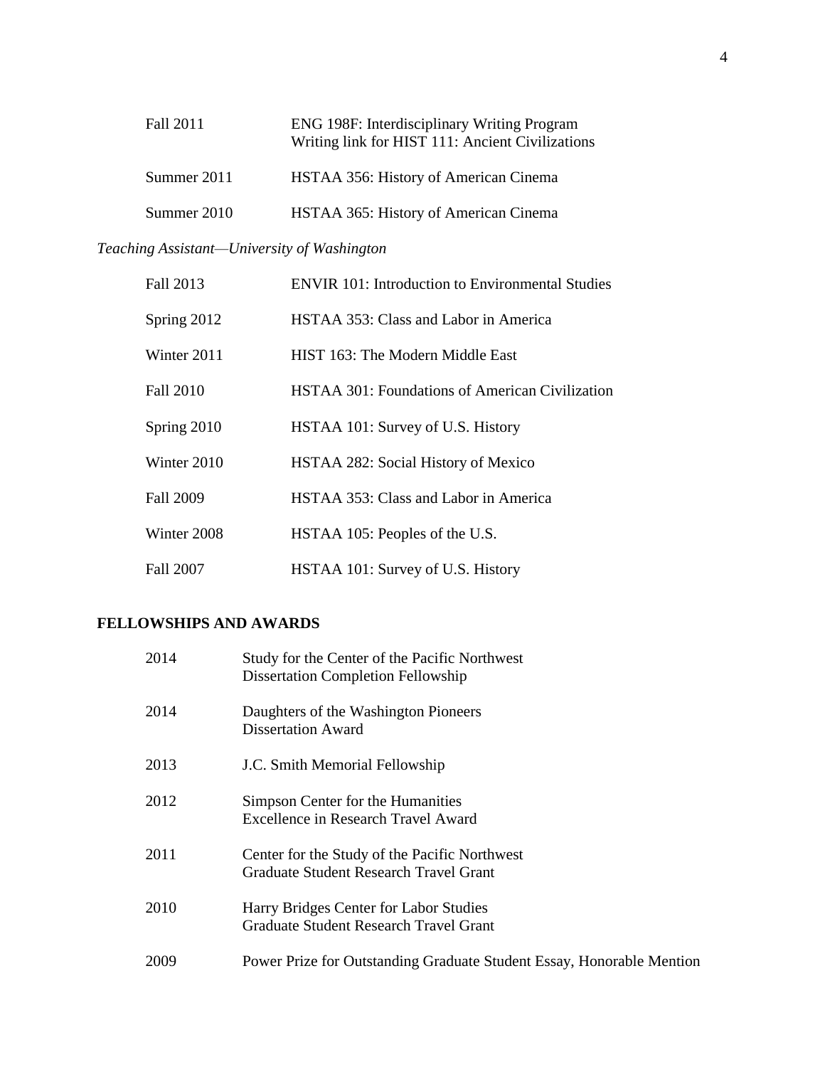| | |
|---|---|
| Fall 2011 | ENG 198F: Interdisciplinary Writing Program<br>Writing link for HIST 111: Ancient Civilizations |
| Summer 2011 | HSTAA 356: History of American Cinema |
| Summer 2010 | HSTAA 365: History of American Cinema |

*Teaching Assistant—University of Washington*

| | |
|---|---|
| Fall 2013 | ENVIR 101: Introduction to Environmental Studies |
| Spring 2012 | HSTAA 353: Class and Labor in America |
| Winter 2011 | HIST 163: The Modern Middle East |
| Fall 2010 | HSTAA 301: Foundations of American Civilization |
| Spring 2010 | HSTAA 101: Survey of U.S. History |
| Winter 2010 | HSTAA 282: Social History of Mexico |
| Fall 2009 | HSTAA 353: Class and Labor in America |
| Winter 2008 | HSTAA 105: Peoples of the U.S. |
| Fall 2007 | HSTAA 101: Survey of U.S. History |

**FELLOWSHIPS AND AWARDS**

| | |
|---|---|
| 2014 | Study for the Center of the Pacific Northwest<br>Dissertation Completion Fellowship |
| 2014 | Daughters of the Washington Pioneers<br>Dissertation Award |
| 2013 | J.C. Smith Memorial Fellowship |
| 2012 | Simpson Center for the Humanities<br>Excellence in Research Travel Award |
| 2011 | Center for the Study of the Pacific Northwest<br>Graduate Student Research Travel Grant |
| 2010 | Harry Bridges Center for Labor Studies<br>Graduate Student Research Travel Grant |
| 2009 | Power Prize for Outstanding Graduate Student Essay, Honorable Mention |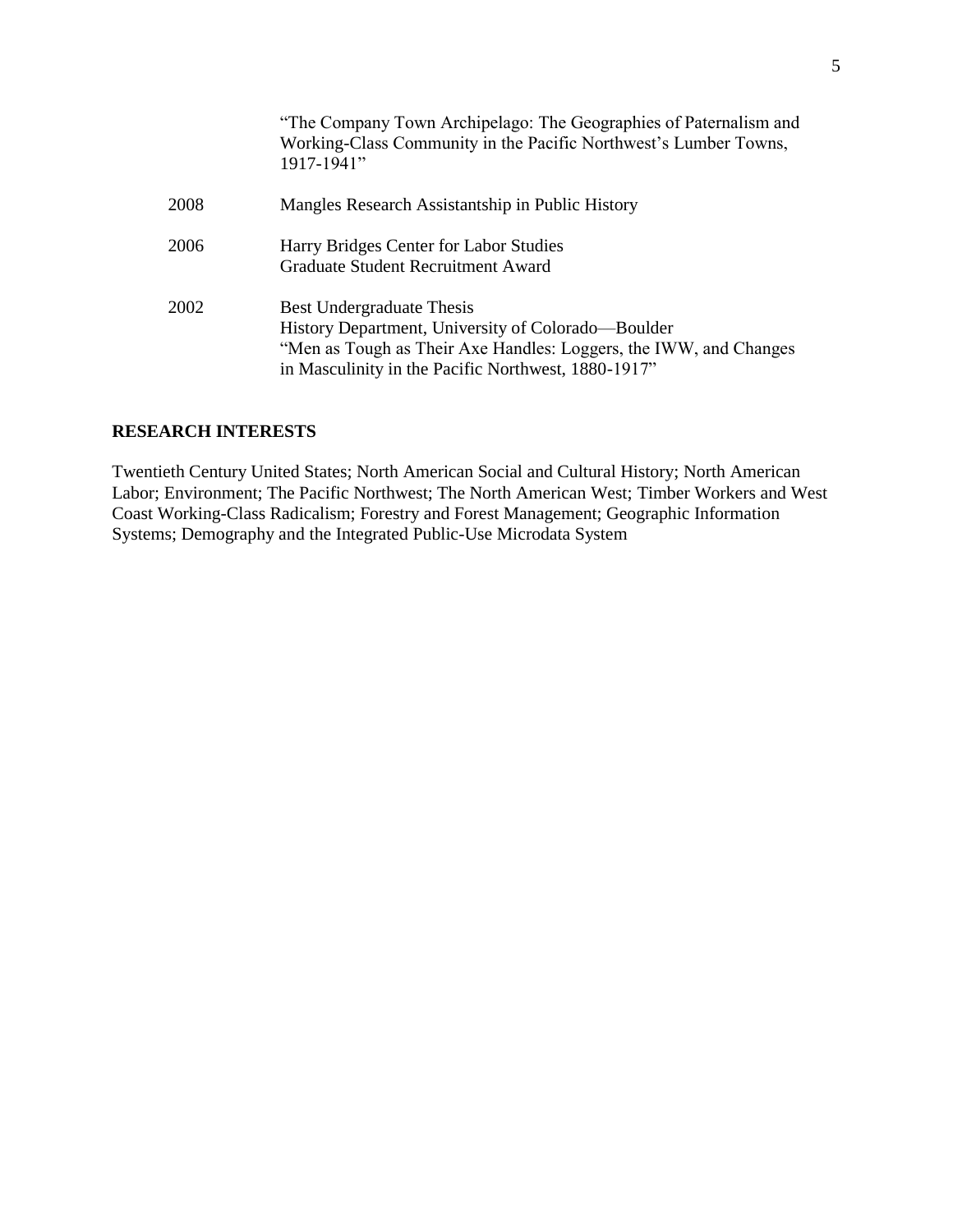"The Company Town Archipelago: The Geographies of Paternalism and Working-Class Community in the Pacific Northwest's Lumber Towns, 1917-1941"

2008 Mangles Research Assistantship in Public History

2006 Harry Bridges Center for Labor Studies
Graduate Student Recruitment Award

2002 Best Undergraduate Thesis
History Department, University of Colorado—Boulder
"Men as Tough as Their Axe Handles: Loggers, the IWW, and Changes in Masculinity in the Pacific Northwest, 1880-1917"

**RESEARCH INTERESTS**

Twentieth Century United States; North American Social and Cultural History; North American Labor; Environment; The Pacific Northwest; The North American West; Timber Workers and West Coast Working-Class Radicalism; Forestry and Forest Management; Geographic Information Systems; Demography and the Integrated Public-Use Microdata System